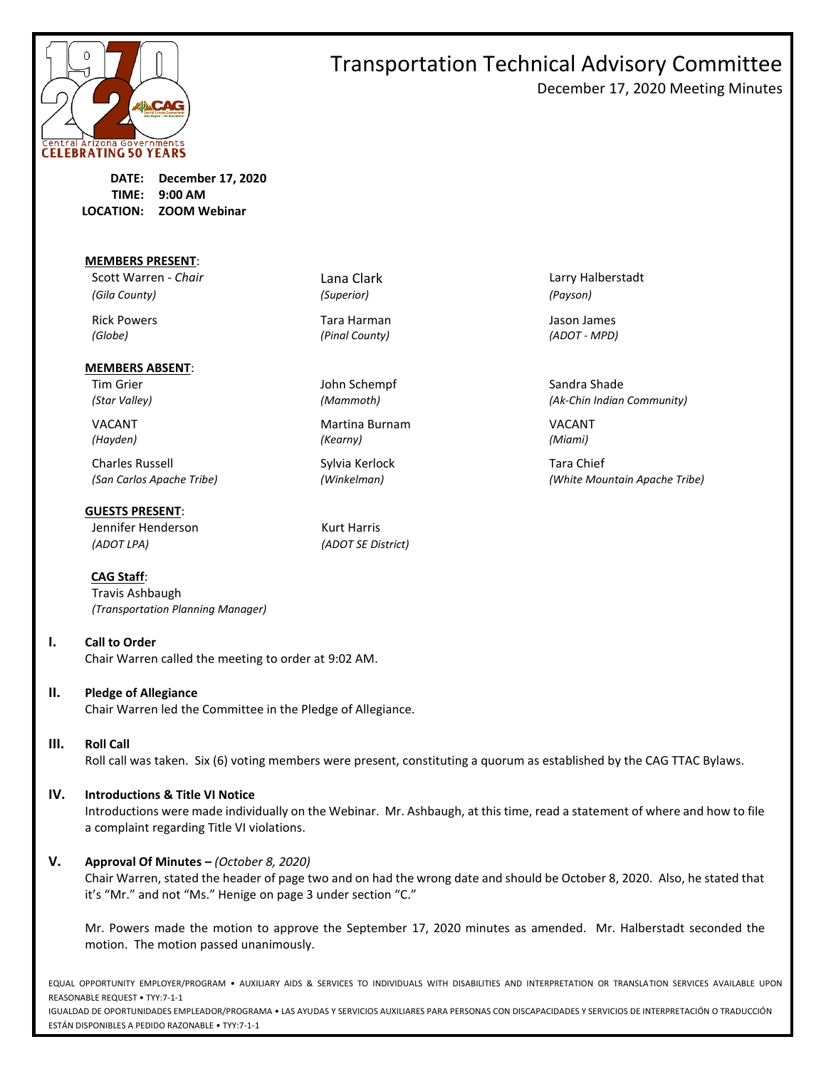# Transportation Technical Advisory Committee

December 17, 2020 Meeting Minutes

**DATE:** **December 17, 2020**
**TIME:** **9:00 AM**
**LOCATION:** **ZOOM Webinar**

**MEMBERS PRESENT**:

| | | |
|---|---|---|
| Scott Warren - *Chair* *(Gila County)* | Lana Clark *(Superior)* | Larry Halberstadt *(Payson)* |
| Rick Powers *(Globe)* | Tara Harman *(Pinal County)* | Jason James *(ADOT - MPD)* |

**MEMBERS ABSENT**:

| | | |
|---|---|---|
| Tim Grier *(Star Valley)* | John Schempf *(Mammoth)* | Sandra Shade *(Ak-Chin Indian Community)* |
| VACANT *(Hayden)* | Martina Burnam *(Kearny)* | VACANT *(Miami)* |
| Charles Russell *(San Carlos Apache Tribe)* | Sylvia Kerlock *(Winkelman)* | Tara Chief *(White Mountain Apache Tribe)* |

**GUESTS PRESENT**:

| | |
|---|---|
| Jennifer Henderson *(ADOT LPA)* | Kurt Harris *(ADOT SE District)* |

**CAG Staff**:
Travis Ashbaugh
*(Transportation Planning Manager)*

## I. Call to Order

Chair Warren called the meeting to order at 9:02 AM.

## II. Pledge of Allegiance

Chair Warren led the Committee in the Pledge of Allegiance.

## III. Roll Call

Roll call was taken. Six (6) voting members were present, constituting a quorum as established by the CAG TTAC Bylaws.

## IV. Introductions & Title VI Notice

Introductions were made individually on the Webinar. Mr. Ashbaugh, at this time, read a statement of where and how to file a complaint regarding Title VI violations.

## V. Approval Of Minutes – *(October 8, 2020)*

Chair Warren, stated the header of page two and on had the wrong date and should be October 8, 2020. Also, he stated that it's "Mr." and not "Ms." Henige on page 3 under section "C."

Mr. Powers made the motion to approve the September 17, 2020 minutes as amended. Mr. Halberstadt seconded the motion. The motion passed unanimously.

EQUAL OPPORTUNITY EMPLOYER/PROGRAM • AUXILIARY AIDS & SERVICES TO INDIVIDUALS WITH DISABILITIES AND INTERPRETATION OR TRANSLATION SERVICES AVAILABLE UPON REASONABLE REQUEST • TYY:7-1-1

IGUALDAD DE OPORTUNIDADES EMPLEADOR/PROGRAMA • LAS AYUDAS Y SERVICIOS AUXILIARES PARA PERSONAS CON DISCAPACIDADES Y SERVICIOS DE INTERPRETACIÓN O TRADUCCIÓN ESTÁN DISPONIBLES A PEDIDO RAZONABLE • TYY:7-1-1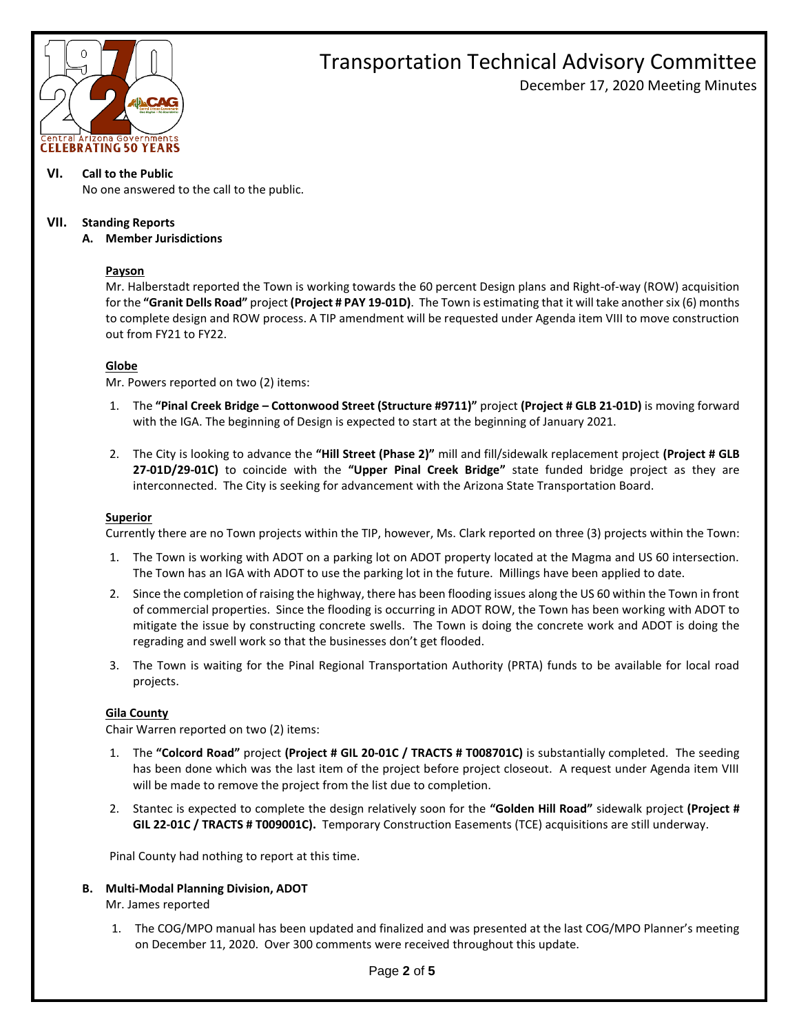## VI. Call to the Public

No one answered to the call to the public.

## VII. Standing Reports

### A. Member Jurisdictions

**Payson**

Mr. Halberstadt reported the Town is working towards the 60 percent Design plans and Right-of-way (ROW) acquisition for the **"Granit Dells Road"** project **(Project # PAY 19-01D)**. The Town is estimating that it will take another six (6) months to complete design and ROW process. A TIP amendment will be requested under Agenda item VIII to move construction out from FY21 to FY22.

**Globe**

Mr. Powers reported on two (2) items:

1. The **"Pinal Creek Bridge – Cottonwood Street (Structure #9711)"** project **(Project # GLB 21-01D)** is moving forward with the IGA. The beginning of Design is expected to start at the beginning of January 2021.
2. The City is looking to advance the **"Hill Street (Phase 2)"** mill and fill/sidewalk replacement project **(Project # GLB 27-01D/29-01C)** to coincide with the **"Upper Pinal Creek Bridge"** state funded bridge project as they are interconnected. The City is seeking for advancement with the Arizona State Transportation Board.

**Superior**

Currently there are no Town projects within the TIP, however, Ms. Clark reported on three (3) projects within the Town:

1. The Town is working with ADOT on a parking lot on ADOT property located at the Magma and US 60 intersection. The Town has an IGA with ADOT to use the parking lot in the future. Millings have been applied to date.
2. Since the completion of raising the highway, there has been flooding issues along the US 60 within the Town in front of commercial properties. Since the flooding is occurring in ADOT ROW, the Town has been working with ADOT to mitigate the issue by constructing concrete swells. The Town is doing the concrete work and ADOT is doing the regrading and swell work so that the businesses don't get flooded.
3. The Town is waiting for the Pinal Regional Transportation Authority (PRTA) funds to be available for local road projects.

**Gila County**

Chair Warren reported on two (2) items:

1. The **"Colcord Road"** project **(Project # GIL 20-01C / TRACTS # T008701C)** is substantially completed. The seeding has been done which was the last item of the project before project closeout. A request under Agenda item VIII will be made to remove the project from the list due to completion.
2. Stantec is expected to complete the design relatively soon for the **"Golden Hill Road"** sidewalk project **(Project # GIL 22-01C / TRACTS # T009001C).** Temporary Construction Easements (TCE) acquisitions are still underway.

Pinal County had nothing to report at this time.

### B. Multi-Modal Planning Division, ADOT

Mr. James reported

1. The COG/MPO manual has been updated and finalized and was presented at the last COG/MPO Planner's meeting on December 11, 2020. Over 300 comments were received throughout this update.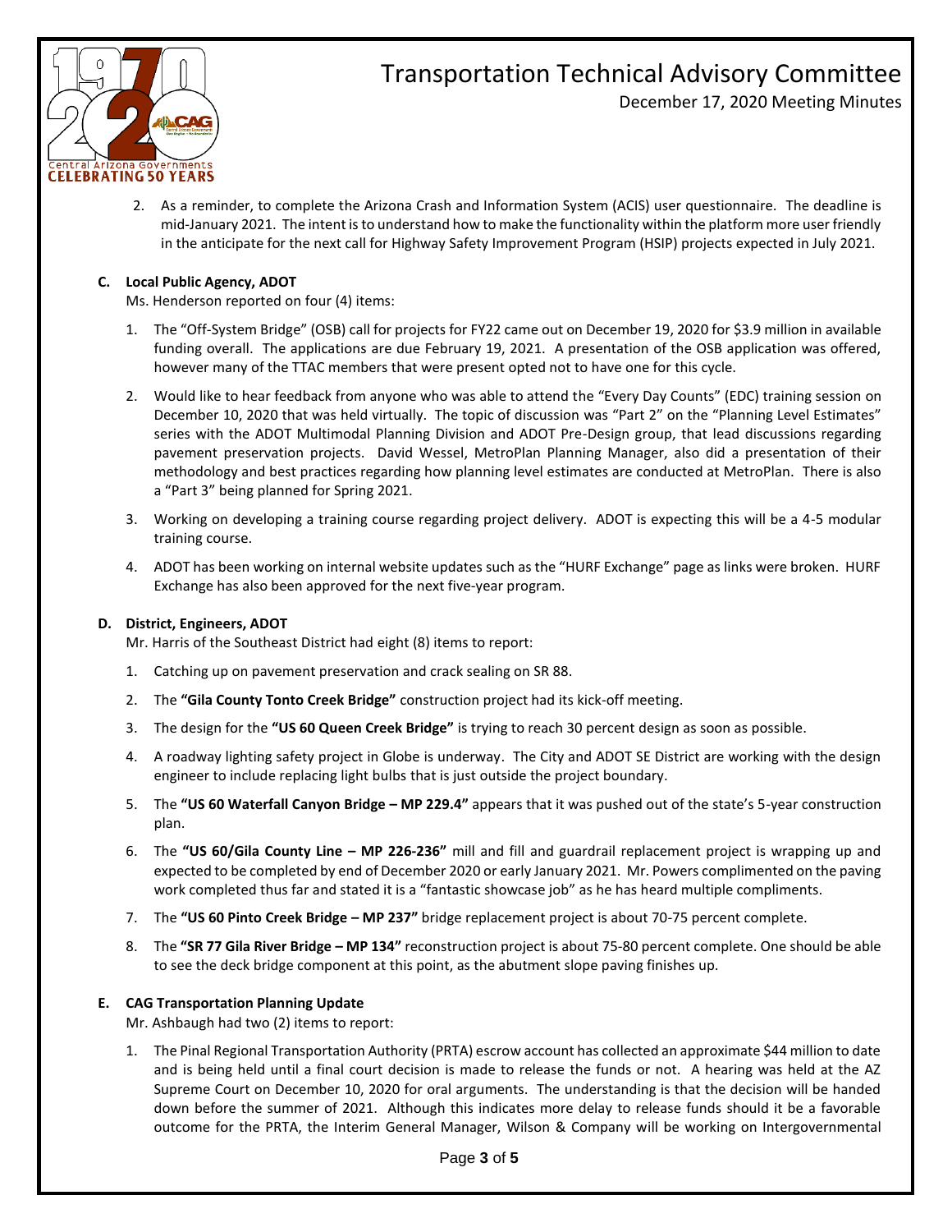2. As a reminder, to complete the Arizona Crash and Information System (ACIS) user questionnaire. The deadline is mid-January 2021. The intent is to understand how to make the functionality within the platform more user friendly in the anticipate for the next call for Highway Safety Improvement Program (HSIP) projects expected in July 2021.

**C. Local Public Agency, ADOT**

Ms. Henderson reported on four (4) items:

1. The "Off-System Bridge" (OSB) call for projects for FY22 came out on December 19, 2020 for $3.9 million in available funding overall. The applications are due February 19, 2021. A presentation of the OSB application was offered, however many of the TTAC members that were present opted not to have one for this cycle.
2. Would like to hear feedback from anyone who was able to attend the "Every Day Counts" (EDC) training session on December 10, 2020 that was held virtually. The topic of discussion was "Part 2" on the "Planning Level Estimates" series with the ADOT Multimodal Planning Division and ADOT Pre-Design group, that lead discussions regarding pavement preservation projects. David Wessel, MetroPlan Planning Manager, also did a presentation of their methodology and best practices regarding how planning level estimates are conducted at MetroPlan. There is also a "Part 3" being planned for Spring 2021.
3. Working on developing a training course regarding project delivery. ADOT is expecting this will be a 4-5 modular training course.
4. ADOT has been working on internal website updates such as the "HURF Exchange" page as links were broken. HURF Exchange has also been approved for the next five-year program.

**D. District, Engineers, ADOT**

Mr. Harris of the Southeast District had eight (8) items to report:

1. Catching up on pavement preservation and crack sealing on SR 88.
2. The **"Gila County Tonto Creek Bridge"** construction project had its kick-off meeting.
3. The design for the **"US 60 Queen Creek Bridge"** is trying to reach 30 percent design as soon as possible.
4. A roadway lighting safety project in Globe is underway. The City and ADOT SE District are working with the design engineer to include replacing light bulbs that is just outside the project boundary.
5. The **"US 60 Waterfall Canyon Bridge – MP 229.4"** appears that it was pushed out of the state's 5-year construction plan.
6. The **"US 60/Gila County Line – MP 226-236"** mill and fill and guardrail replacement project is wrapping up and expected to be completed by end of December 2020 or early January 2021. Mr. Powers complimented on the paving work completed thus far and stated it is a "fantastic showcase job" as he has heard multiple compliments.
7. The **"US 60 Pinto Creek Bridge – MP 237"** bridge replacement project is about 70-75 percent complete.
8. The **"SR 77 Gila River Bridge – MP 134"** reconstruction project is about 75-80 percent complete. One should be able to see the deck bridge component at this point, as the abutment slope paving finishes up.

**E. CAG Transportation Planning Update**

Mr. Ashbaugh had two (2) items to report:

1. The Pinal Regional Transportation Authority (PRTA) escrow account has collected an approximate $44 million to date and is being held until a final court decision is made to release the funds or not. A hearing was held at the AZ Supreme Court on December 10, 2020 for oral arguments. The understanding is that the decision will be handed down before the summer of 2021. Although this indicates more delay to release funds should it be a favorable outcome for the PRTA, the Interim General Manager, Wilson & Company will be working on Intergovernmental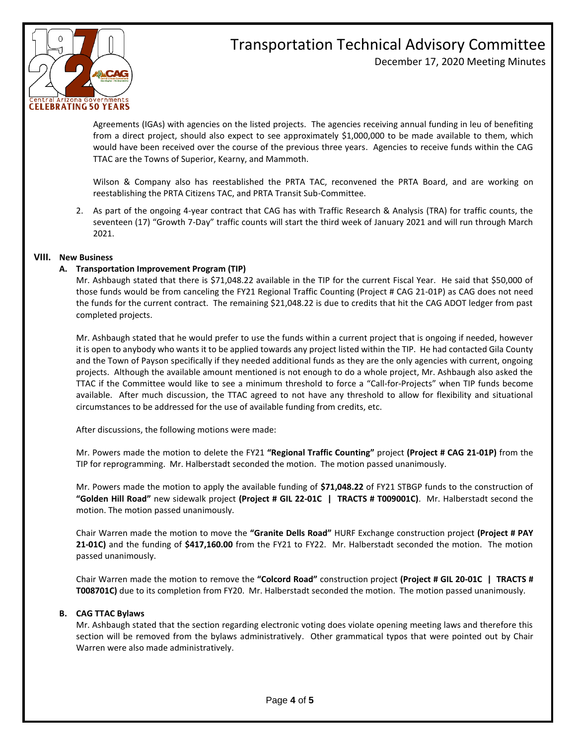Agreements (IGAs) with agencies on the listed projects. The agencies receiving annual funding in leu of benefiting from a direct project, should also expect to see approximately $1,000,000 to be made available to them, which would have been received over the course of the previous three years. Agencies to receive funds within the CAG TTAC are the Towns of Superior, Kearny, and Mammoth.

Wilson & Company also has reestablished the PRTA TAC, reconvened the PRTA Board, and are working on reestablishing the PRTA Citizens TAC, and PRTA Transit Sub-Committee.

2. As part of the ongoing 4-year contract that CAG has with Traffic Research & Analysis (TRA) for traffic counts, the seventeen (17) "Growth 7-Day" traffic counts will start the third week of January 2021 and will run through March 2021.

## VIII. New Business

### A. Transportation Improvement Program (TIP)

Mr. Ashbaugh stated that there is $71,048.22 available in the TIP for the current Fiscal Year. He said that $50,000 of those funds would be from canceling the FY21 Regional Traffic Counting (Project # CAG 21-01P) as CAG does not need the funds for the current contract. The remaining $21,048.22 is due to credits that hit the CAG ADOT ledger from past completed projects.

Mr. Ashbaugh stated that he would prefer to use the funds within a current project that is ongoing if needed, however it is open to anybody who wants it to be applied towards any project listed within the TIP. He had contacted Gila County and the Town of Payson specifically if they needed additional funds as they are the only agencies with current, ongoing projects. Although the available amount mentioned is not enough to do a whole project, Mr. Ashbaugh also asked the TTAC if the Committee would like to see a minimum threshold to force a "Call-for-Projects" when TIP funds become available. After much discussion, the TTAC agreed to not have any threshold to allow for flexibility and situational circumstances to be addressed for the use of available funding from credits, etc.

After discussions, the following motions were made:

Mr. Powers made the motion to delete the FY21 **"Regional Traffic Counting"** project **(Project # CAG 21-01P)** from the TIP for reprogramming. Mr. Halberstadt seconded the motion. The motion passed unanimously.

Mr. Powers made the motion to apply the available funding of **$71,048.22** of FY21 STBGP funds to the construction of **"Golden Hill Road"** new sidewalk project **(Project # GIL 22-01C | TRACTS # T009001C)**. Mr. Halberstadt second the motion. The motion passed unanimously.

Chair Warren made the motion to move the **"Granite Dells Road"** HURF Exchange construction project **(Project # PAY 21-01C)** and the funding of **$417,160.00** from the FY21 to FY22. Mr. Halberstadt seconded the motion. The motion passed unanimously.

Chair Warren made the motion to remove the **"Colcord Road"** construction project **(Project # GIL 20-01C | TRACTS # T008701C)** due to its completion from FY20. Mr. Halberstadt seconded the motion. The motion passed unanimously.

### B. CAG TTAC Bylaws

Mr. Ashbaugh stated that the section regarding electronic voting does violate opening meeting laws and therefore this section will be removed from the bylaws administratively. Other grammatical typos that were pointed out by Chair Warren were also made administratively.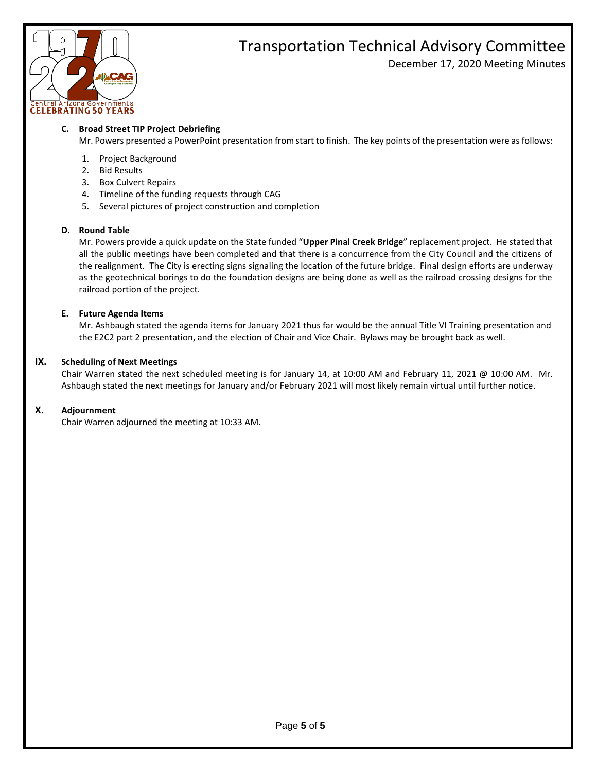**C. Broad Street TIP Project Debriefing**

Mr. Powers presented a PowerPoint presentation from start to finish. The key points of the presentation were as follows:

1. Project Background
2. Bid Results
3. Box Culvert Repairs
4. Timeline of the funding requests through CAG
5. Several pictures of project construction and completion

**D. Round Table**

Mr. Powers provide a quick update on the State funded "**Upper Pinal Creek Bridge**" replacement project. He stated that all the public meetings have been completed and that there is a concurrence from the City Council and the citizens of the realignment. The City is erecting signs signaling the location of the future bridge. Final design efforts are underway as the geotechnical borings to do the foundation designs are being done as well as the railroad crossing designs for the railroad portion of the project.

**E. Future Agenda Items**

Mr. Ashbaugh stated the agenda items for January 2021 thus far would be the annual Title VI Training presentation and the E2C2 part 2 presentation, and the election of Chair and Vice Chair. Bylaws may be brought back as well.

## IX. Scheduling of Next Meetings

Chair Warren stated the next scheduled meeting is for January 14, at 10:00 AM and February 11, 2021 @ 10:00 AM. Mr. Ashbaugh stated the next meetings for January and/or February 2021 will most likely remain virtual until further notice.

## X. Adjournment

Chair Warren adjourned the meeting at 10:33 AM.